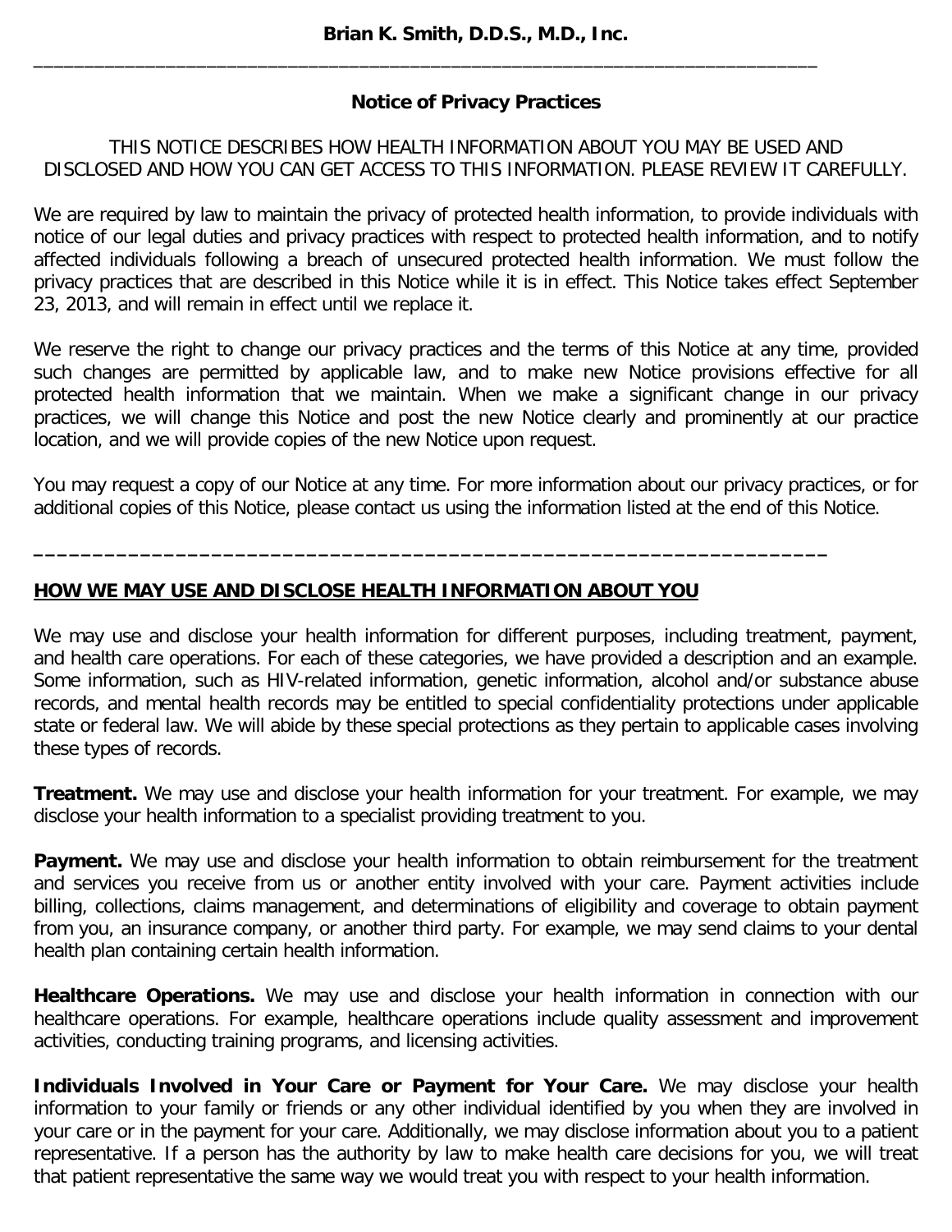**Brian K. Smith, D.D.S., M.D., Inc.**

---

## Notice of Privacy Practices

THIS NOTICE DESCRIBES HOW HEALTH INFORMATION ABOUT YOU MAY BE USED AND DISCLOSED AND HOW YOU CAN GET ACCESS TO THIS INFORMATION. PLEASE REVIEW IT CAREFULLY.

We are required by law to maintain the privacy of protected health information, to provide individuals with notice of our legal duties and privacy practices with respect to protected health information, and to notify affected individuals following a breach of unsecured protected health information. We must follow the privacy practices that are described in this Notice while it is in effect. This Notice takes effect September 23, 2013, and will remain in effect until we replace it.

We reserve the right to change our privacy practices and the terms of this Notice at any time, provided such changes are permitted by applicable law, and to make new Notice provisions effective for all protected health information that we maintain. When we make a significant change in our privacy practices, we will change this Notice and post the new Notice clearly and prominently at our practice location, and we will provide copies of the new Notice upon request.

You may request a copy of our Notice at any time. For more information about our privacy practices, or for additional copies of this Notice, please contact us using the information listed at the end of this Notice.

---

## HOW WE MAY USE AND DISCLOSE HEALTH INFORMATION ABOUT YOU

We may use and disclose your health information for different purposes, including treatment, payment, and health care operations. For each of these categories, we have provided a description and an example. Some information, such as HIV-related information, genetic information, alcohol and/or substance abuse records, and mental health records may be entitled to special confidentiality protections under applicable state or federal law. We will abide by these special protections as they pertain to applicable cases involving these types of records.

**Treatment.** We may use and disclose your health information for your treatment. For example, we may disclose your health information to a specialist providing treatment to you.

**Payment.** We may use and disclose your health information to obtain reimbursement for the treatment and services you receive from us or another entity involved with your care. Payment activities include billing, collections, claims management, and determinations of eligibility and coverage to obtain payment from you, an insurance company, or another third party. For example, we may send claims to your dental health plan containing certain health information.

**Healthcare Operations.** We may use and disclose your health information in connection with our healthcare operations. For example, healthcare operations include quality assessment and improvement activities, conducting training programs, and licensing activities.

**Individuals Involved in Your Care or Payment for Your Care.** We may disclose your health information to your family or friends or any other individual identified by you when they are involved in your care or in the payment for your care. Additionally, we may disclose information about you to a patient representative. If a person has the authority by law to make health care decisions for you, we will treat that patient representative the same way we would treat you with respect to your health information.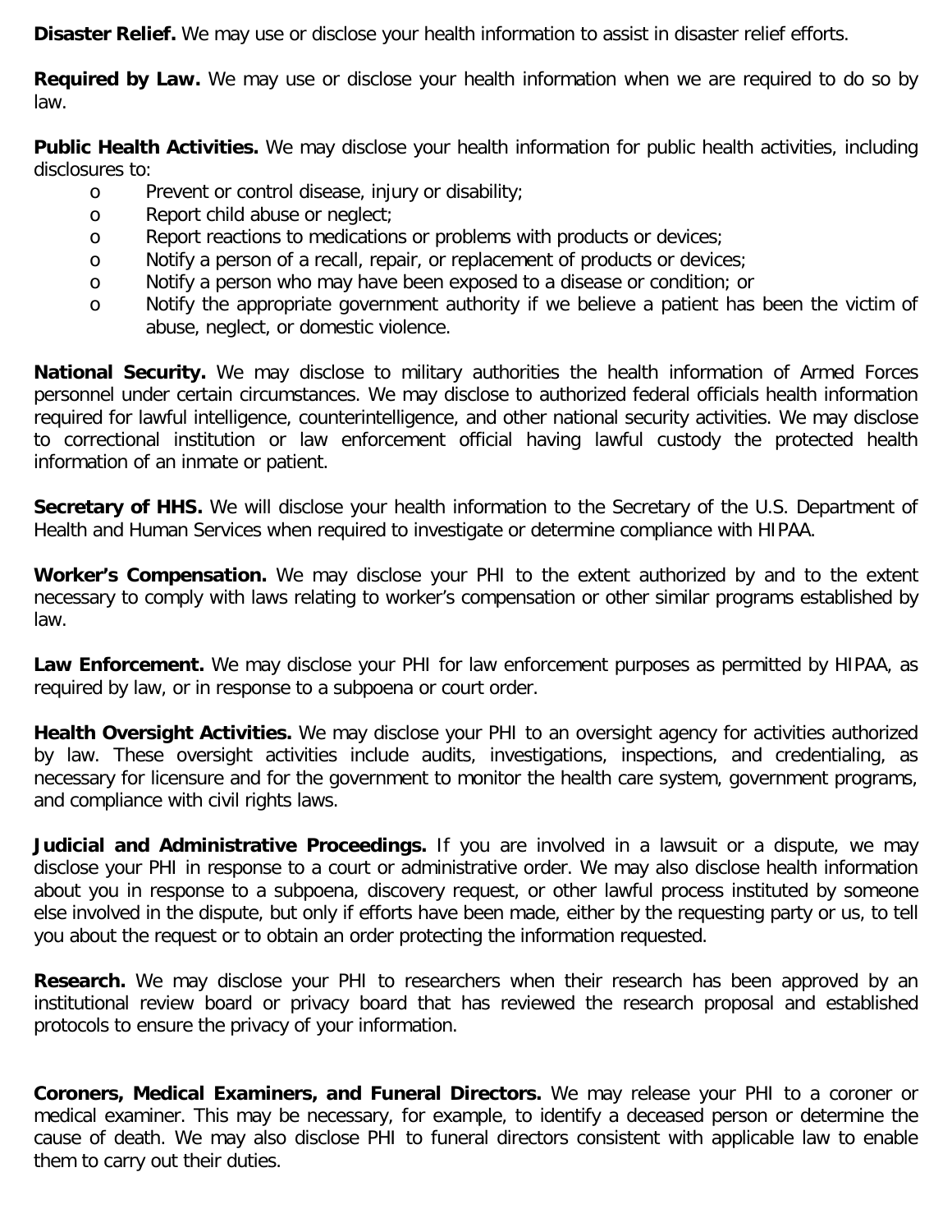**Disaster Relief.** We may use or disclose your health information to assist in disaster relief efforts.

**Required by Law.** We may use or disclose your health information when we are required to do so by law.

**Public Health Activities.** We may disclose your health information for public health activities, including disclosures to:

- Prevent or control disease, injury or disability;
- Report child abuse or neglect;
- Report reactions to medications or problems with products or devices;
- Notify a person of a recall, repair, or replacement of products or devices;
- Notify a person who may have been exposed to a disease or condition; or
- Notify the appropriate government authority if we believe a patient has been the victim of abuse, neglect, or domestic violence.

**National Security.** We may disclose to military authorities the health information of Armed Forces personnel under certain circumstances. We may disclose to authorized federal officials health information required for lawful intelligence, counterintelligence, and other national security activities. We may disclose to correctional institution or law enforcement official having lawful custody the protected health information of an inmate or patient.

**Secretary of HHS.** We will disclose your health information to the Secretary of the U.S. Department of Health and Human Services when required to investigate or determine compliance with HIPAA.

**Worker's Compensation.** We may disclose your PHI to the extent authorized by and to the extent necessary to comply with laws relating to worker's compensation or other similar programs established by law.

**Law Enforcement.** We may disclose your PHI for law enforcement purposes as permitted by HIPAA, as required by law, or in response to a subpoena or court order.

**Health Oversight Activities.** We may disclose your PHI to an oversight agency for activities authorized by law. These oversight activities include audits, investigations, inspections, and credentialing, as necessary for licensure and for the government to monitor the health care system, government programs, and compliance with civil rights laws.

**Judicial and Administrative Proceedings.** If you are involved in a lawsuit or a dispute, we may disclose your PHI in response to a court or administrative order. We may also disclose health information about you in response to a subpoena, discovery request, or other lawful process instituted by someone else involved in the dispute, but only if efforts have been made, either by the requesting party or us, to tell you about the request or to obtain an order protecting the information requested.

**Research.** We may disclose your PHI to researchers when their research has been approved by an institutional review board or privacy board that has reviewed the research proposal and established protocols to ensure the privacy of your information.

**Coroners, Medical Examiners, and Funeral Directors.** We may release your PHI to a coroner or medical examiner. This may be necessary, for example, to identify a deceased person or determine the cause of death. We may also disclose PHI to funeral directors consistent with applicable law to enable them to carry out their duties.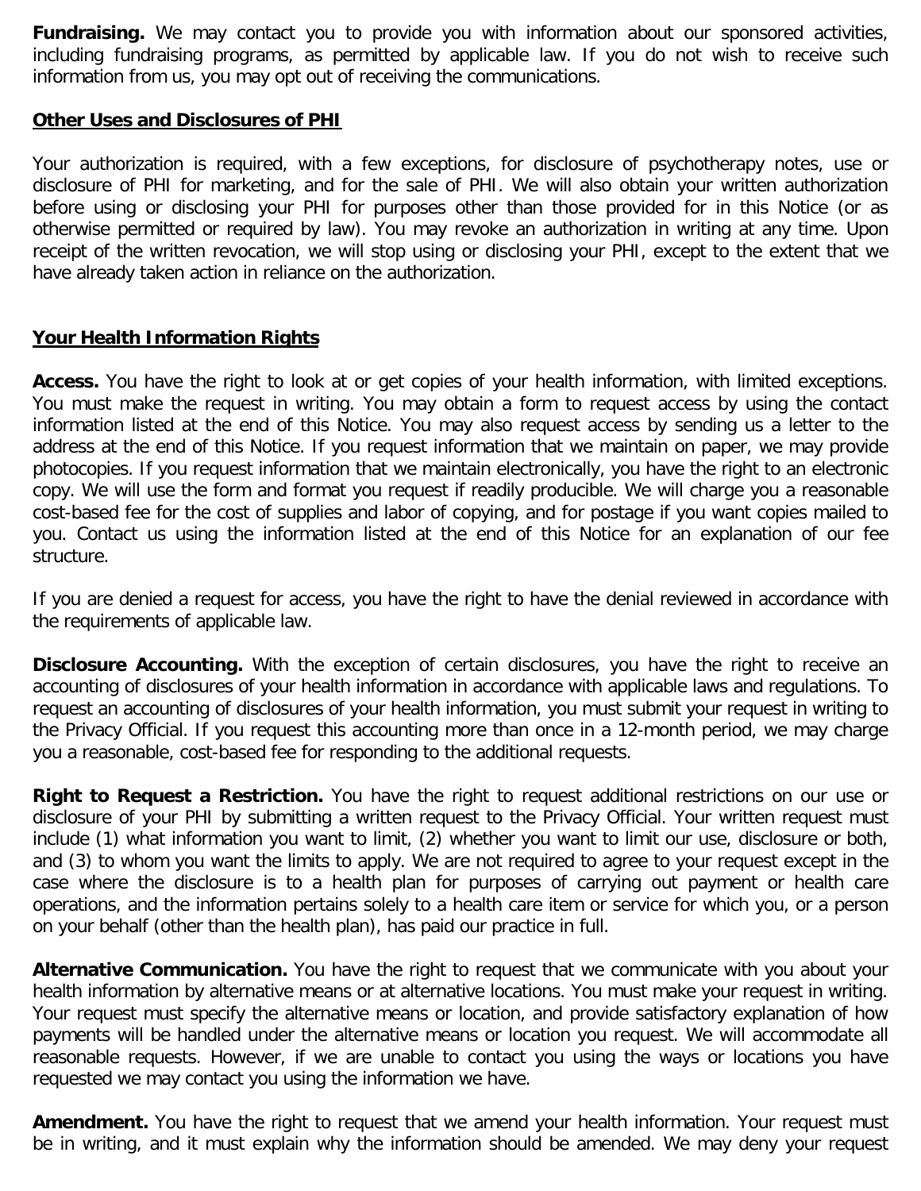**Fundraising.** We may contact you to provide you with information about our sponsored activities, including fundraising programs, as permitted by applicable law. If you do not wish to receive such information from us, you may opt out of receiving the communications.

## Other Uses and Disclosures of PHI

Your authorization is required, with a few exceptions, for disclosure of psychotherapy notes, use or disclosure of PHI for marketing, and for the sale of PHI. We will also obtain your written authorization before using or disclosing your PHI for purposes other than those provided for in this Notice (or as otherwise permitted or required by law). You may revoke an authorization in writing at any time. Upon receipt of the written revocation, we will stop using or disclosing your PHI, except to the extent that we have already taken action in reliance on the authorization.

## Your Health Information Rights

**Access.** You have the right to look at or get copies of your health information, with limited exceptions. You must make the request in writing. You may obtain a form to request access by using the contact information listed at the end of this Notice. You may also request access by sending us a letter to the address at the end of this Notice. If you request information that we maintain on paper, we may provide photocopies. If you request information that we maintain electronically, you have the right to an electronic copy. We will use the form and format you request if readily producible. We will charge you a reasonable cost-based fee for the cost of supplies and labor of copying, and for postage if you want copies mailed to you. Contact us using the information listed at the end of this Notice for an explanation of our fee structure.

If you are denied a request for access, you have the right to have the denial reviewed in accordance with the requirements of applicable law.

**Disclosure Accounting.** With the exception of certain disclosures, you have the right to receive an accounting of disclosures of your health information in accordance with applicable laws and regulations. To request an accounting of disclosures of your health information, you must submit your request in writing to the Privacy Official. If you request this accounting more than once in a 12-month period, we may charge you a reasonable, cost-based fee for responding to the additional requests.

**Right to Request a Restriction.** You have the right to request additional restrictions on our use or disclosure of your PHI by submitting a written request to the Privacy Official. Your written request must include (1) what information you want to limit, (2) whether you want to limit our use, disclosure or both, and (3) to whom you want the limits to apply. We are not required to agree to your request except in the case where the disclosure is to a health plan for purposes of carrying out payment or health care operations, and the information pertains solely to a health care item or service for which you, or a person on your behalf (other than the health plan), has paid our practice in full.

**Alternative Communication.** You have the right to request that we communicate with you about your health information by alternative means or at alternative locations. You must make your request in writing. Your request must specify the alternative means or location, and provide satisfactory explanation of how payments will be handled under the alternative means or location you request. We will accommodate all reasonable requests. However, if we are unable to contact you using the ways or locations you have requested we may contact you using the information we have.

**Amendment.** You have the right to request that we amend your health information. Your request must be in writing, and it must explain why the information should be amended. We may deny your request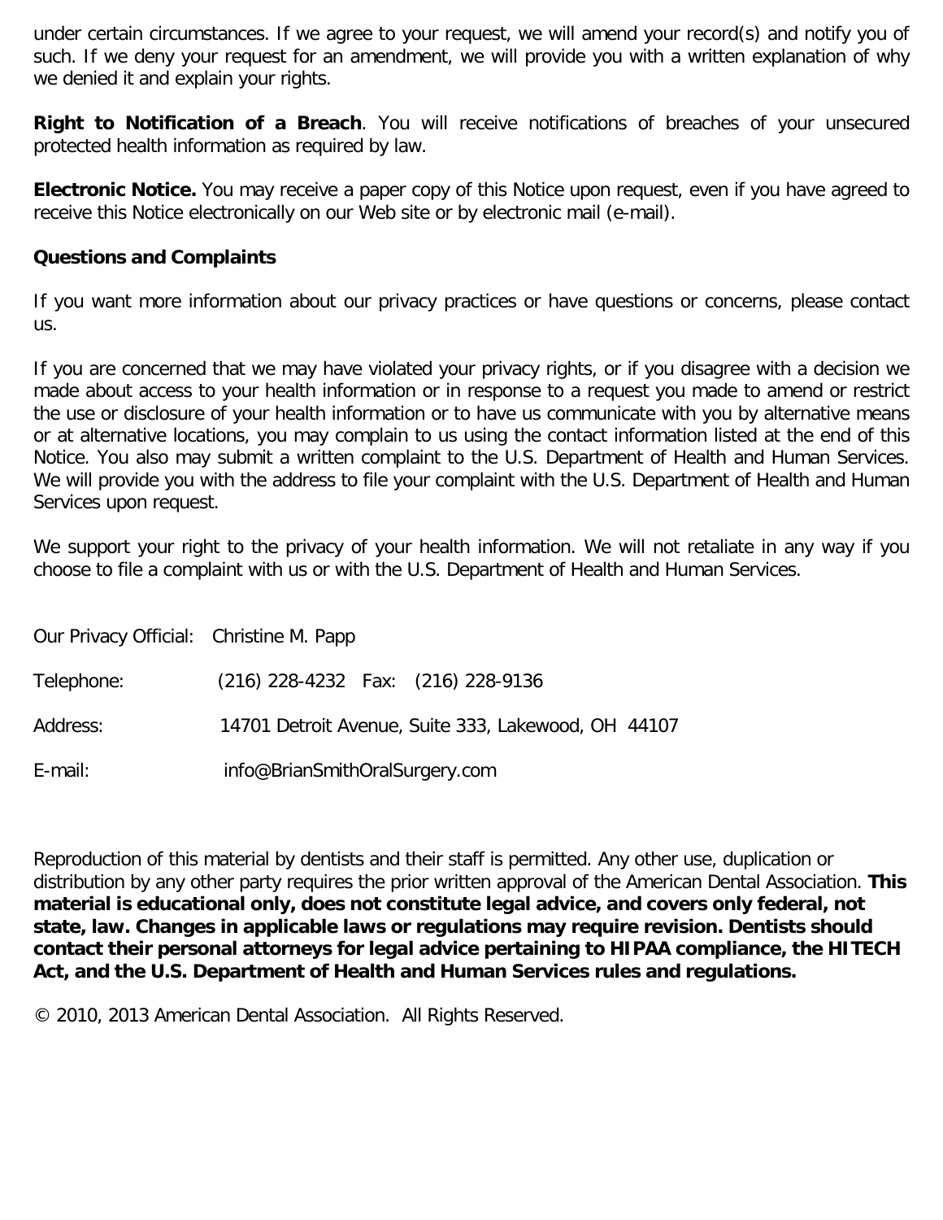under certain circumstances. If we agree to your request, we will amend your record(s) and notify you of such. If we deny your request for an amendment, we will provide you with a written explanation of why we denied it and explain your rights.

**Right to Notification of a Breach**. You will receive notifications of breaches of your unsecured protected health information as required by law.

**Electronic Notice.** You may receive a paper copy of this Notice upon request, even if you have agreed to receive this Notice electronically on our Web site or by electronic mail (e-mail).

**Questions and Complaints**

If you want more information about our privacy practices or have questions or concerns, please contact us.

If you are concerned that we may have violated your privacy rights, or if you disagree with a decision we made about access to your health information or in response to a request you made to amend or restrict the use or disclosure of your health information or to have us communicate with you by alternative means or at alternative locations, you may complain to us using the contact information listed at the end of this Notice. You also may submit a written complaint to the U.S. Department of Health and Human Services. We will provide you with the address to file your complaint with the U.S. Department of Health and Human Services upon request.

We support your right to the privacy of your health information. We will not retaliate in any way if you choose to file a complaint with us or with the U.S. Department of Health and Human Services.

Our Privacy Official: Christine M. Papp

Telephone: (216) 228-4232 Fax: (216) 228-9136

Address: 14701 Detroit Avenue, Suite 333, Lakewood, OH 44107

E-mail: info@BrianSmithOralSurgery.com

Reproduction of this material by dentists and their staff is permitted. Any other use, duplication or distribution by any other party requires the prior written approval of the American Dental Association. **This material is educational only, does not constitute legal advice, and covers only federal, not state, law. Changes in applicable laws or regulations may require revision. Dentists should contact their personal attorneys for legal advice pertaining to HIPAA compliance, the HITECH Act, and the U.S. Department of Health and Human Services rules and regulations.**

© 2010, 2013 American Dental Association. All Rights Reserved.